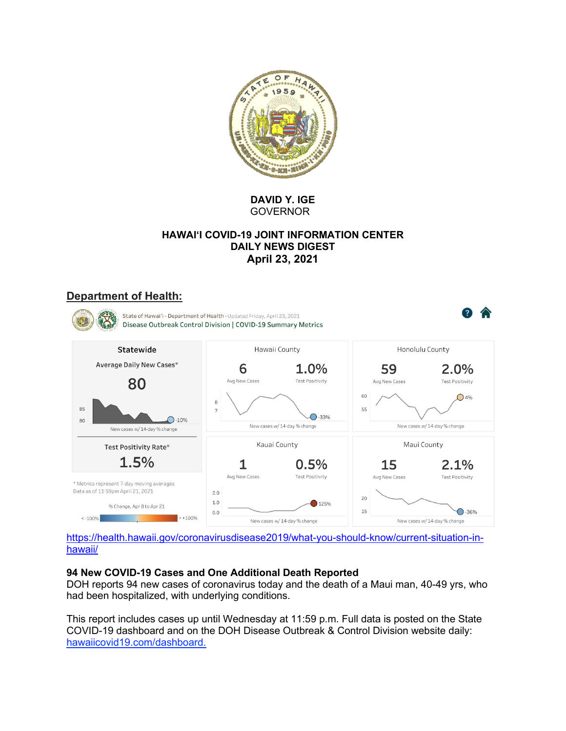**DAVID Y. IGE**
GOVERNOR

**HAWAIʻI COVID-19 JOINT INFORMATION CENTER**
**DAILY NEWS DIGEST**
**April 23, 2021**

## Department of Health:

State of Hawaiʻi - Department of Health - Updated Friday, April 23, 2021
Disease Outbreak Control Division | COVID-19 Summary Metrics

**Statewide**

Average Daily New Cases*: **80** (-10%, new cases w/ 14-day % change)

Test Positivity Rate*: **1.5%**

| County | Avg New Cases | Test Positivity | New cases w/ 14-day % change |
|---|---|---|---|
| Hawaii County | 6 | 1.0% | -33% |
| Honolulu County | 59 | 2.0% | 4% |
| Kauai County | 1 | 0.5% | 125% |
| Maui County | 15 | 2.1% | -36% |

\* Metrics represent 7-day moving averages
Data as of 11:59pm April 21, 2021

% Change, Apr 8 to Apr 21 (< -100% to > +100%)

https://health.hawaii.gov/coronavirusdisease2019/what-you-should-know/current-situation-in-hawaii/

**94 New COVID-19 Cases and One Additional Death Reported**
DOH reports 94 new cases of coronavirus today and the death of a Maui man, 40-49 yrs, who had been hospitalized, with underlying conditions.

This report includes cases up until Wednesday at 11:59 p.m. Full data is posted on the State COVID-19 dashboard and on the DOH Disease Outbreak & Control Division website daily: hawaiicovid19.com/dashboard.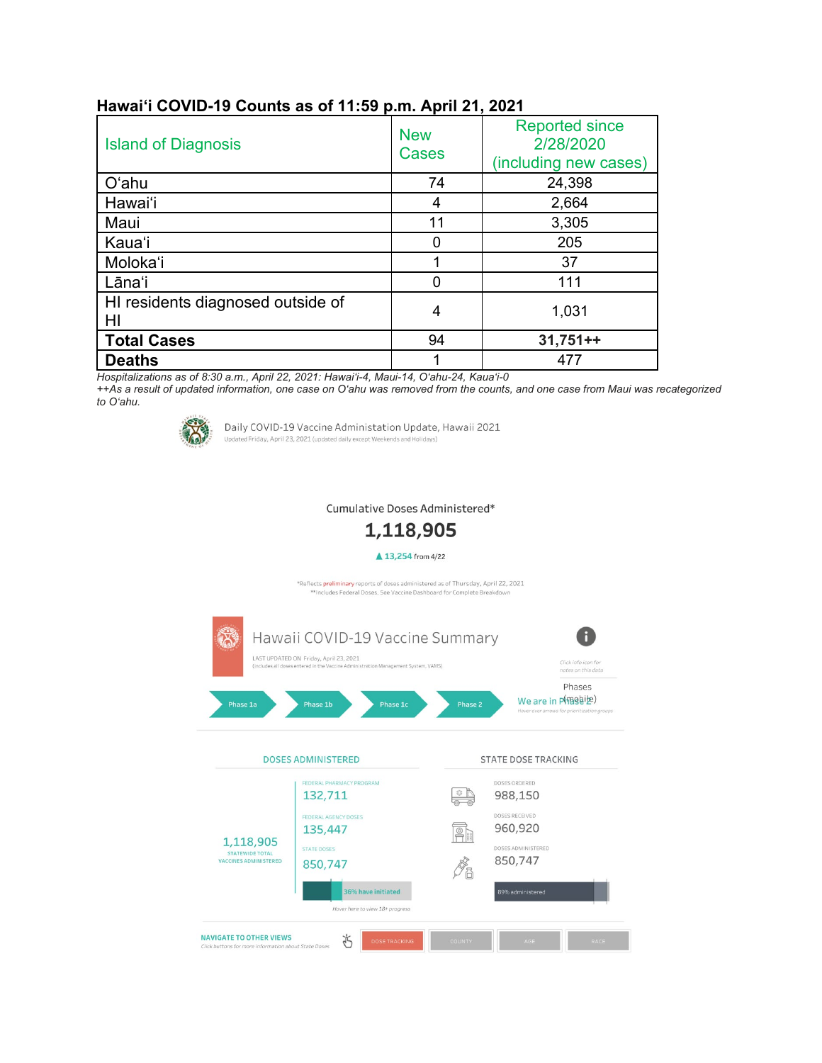**Hawai'i COVID-19 Counts as of 11:59 p.m. April 21, 2021**

| Island of Diagnosis | New Cases | Reported since 2/28/2020 (including new cases) |
|---|---|---|
| O'ahu | 74 | 24,398 |
| Hawai'i | 4 | 2,664 |
| Maui | 11 | 3,305 |
| Kaua'i | 0 | 205 |
| Moloka'i | 1 | 37 |
| Lāna'i | 0 | 111 |
| HI residents diagnosed outside of HI | 4 | 1,031 |
| **Total Cases** | 94 | **31,751++** |
| **Deaths** | 1 | 477 |

*Hospitalizations as of 8:30 a.m., April 22, 2021: Hawai'i-4, Maui-14, O'ahu-24, Kaua'i-0*
*++As a result of updated information, one case on O'ahu was removed from the counts, and one case from Maui was recategorized to O'ahu.*

Daily COVID-19 Vaccine Administation Update, Hawaii 2021
Updated Friday, April 23, 2021 (updated daily except Weekends and Holidays)

Cumulative Doses Administered*

**1,118,905**

▲ 13,254 from 4/22

*Reflects preliminary reports of doses administered as of Thursday, April 22, 2021
**Includes Federal Doses. See Vaccine Dashboard for Complete Breakdown

## Hawaii COVID-19 Vaccine Summary

LAST UPDATED ON Friday, April 23, 2021
(includes all doses entered in the Vaccine Administration Management System, VAMS)

*Click info icon for notes on this data*

Phase 1a | Phase 1b | Phase 1c | Phase 2

Phases (mobile)
We are in Phase 2
*Hover over arrows for prioritization groups*

### DOSES ADMINISTERED

1,118,905
STATEWIDE TOTAL VACCINES ADMINISTERED

FEDERAL PHARMACY PROGRAM
132,711

FEDERAL AGENCY DOSES
135,447

STATE DOSES
850,747

36% have initiated

*Hover here to view 18+ progress*

### STATE DOSE TRACKING

DOSES ORDERED
988,150

DOSES RECEIVED
960,920

DOSES ADMINISTERED
850,747

89% administered

NAVIGATE TO OTHER VIEWS
*Click buttons for more information about State Doses*

DOSE TRACKING | COUNTY | AGE | RACE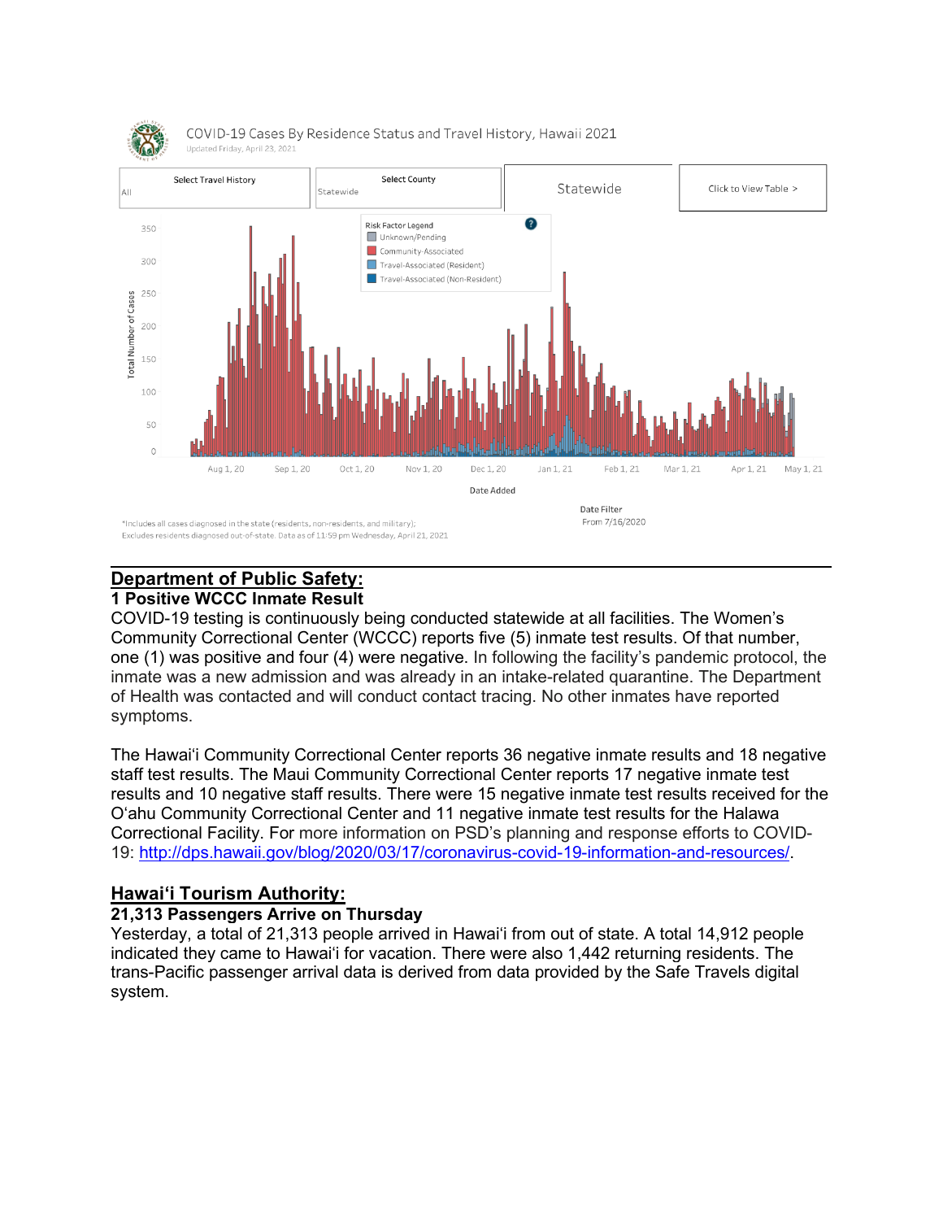COVID-19 Cases By Residence Status and Travel History, Hawaii 2021

Updated Friday, April 23, 2021

Select Travel History: All

Select County: Statewide

Statewide

Click to View Table >

Risk Factor Legend
- Unknown/Pending
- Community-Associated
- Travel-Associated (Resident)
- Travel-Associated (Non-Resident)

Total Number of Cases

Date Added

Date Filter
From 7/16/2020

*Includes all cases diagnosed in the state (residents, non-residents, and military); Excludes residents diagnosed out-of-state. Data as of 11:59 pm Wednesday, April 21, 2021

---

## Department of Public Safety:

### 1 Positive WCCC Inmate Result

COVID-19 testing is continuously being conducted statewide at all facilities. The Women's Community Correctional Center (WCCC) reports five (5) inmate test results. Of that number, one (1) was positive and four (4) were negative. In following the facility's pandemic protocol, the inmate was a new admission and was already in an intake-related quarantine. The Department of Health was contacted and will conduct contact tracing. No other inmates have reported symptoms.

The Hawai'i Community Correctional Center reports 36 negative inmate results and 18 negative staff test results. The Maui Community Correctional Center reports 17 negative inmate test results and 10 negative staff results. There were 15 negative inmate test results received for the O'ahu Community Correctional Center and 11 negative inmate test results for the Halawa Correctional Facility. For more information on PSD's planning and response efforts to COVID-19: http://dps.hawaii.gov/blog/2020/03/17/coronavirus-covid-19-information-and-resources/.

## Hawai'i Tourism Authority:

### 21,313 Passengers Arrive on Thursday

Yesterday, a total of 21,313 people arrived in Hawai'i from out of state. A total 14,912 people indicated they came to Hawai'i for vacation. There were also 1,442 returning residents. The trans-Pacific passenger arrival data is derived from data provided by the Safe Travels digital system.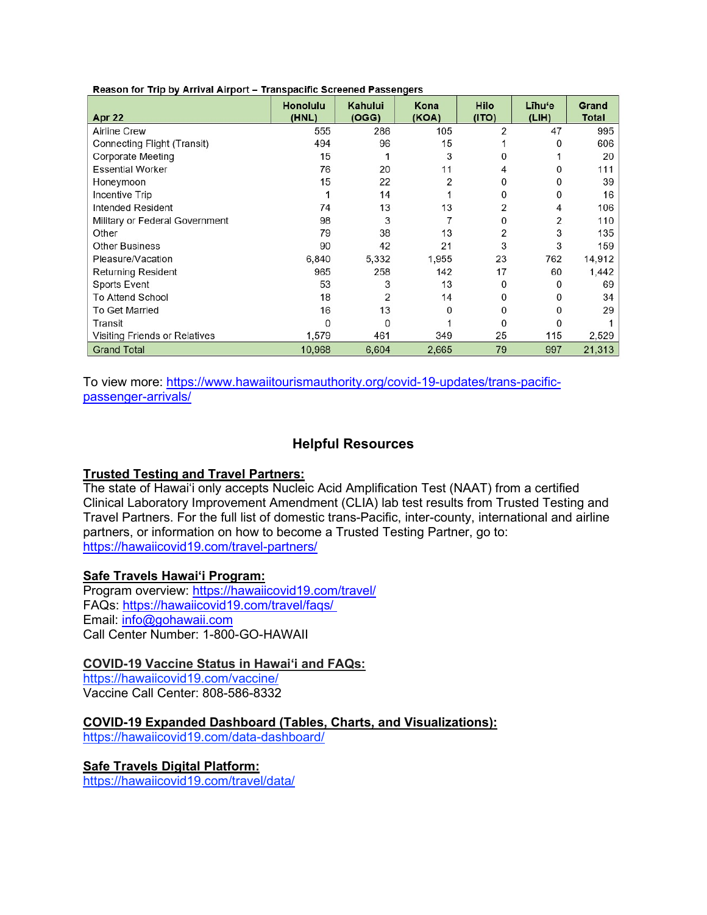**Reason for Trip by Arrival Airport – Transpacific Screened Passengers**

| Apr 22 | Honolulu (HNL) | Kahului (OGG) | Kona (KOA) | Hilo (ITO) | Līhu'e (LIH) | Grand Total |
|---|---|---|---|---|---|---|
| Airline Crew | 555 | 286 | 105 | 2 | 47 | 995 |
| Connecting Flight (Transit) | 494 | 96 | 15 | 1 | 0 | 606 |
| Corporate Meeting | 15 | 1 | 3 | 0 | 1 | 20 |
| Essential Worker | 76 | 20 | 11 | 4 | 0 | 111 |
| Honeymoon | 15 | 22 | 2 | 0 | 0 | 39 |
| Incentive Trip | 1 | 14 | 1 | 0 | 0 | 16 |
| Intended Resident | 74 | 13 | 13 | 2 | 4 | 106 |
| Military or Federal Government | 98 | 3 | 7 | 0 | 2 | 110 |
| Other | 79 | 38 | 13 | 2 | 3 | 135 |
| Other Business | 90 | 42 | 21 | 3 | 3 | 159 |
| Pleasure/Vacation | 6,840 | 5,332 | 1,955 | 23 | 762 | 14,912 |
| Returning Resident | 965 | 258 | 142 | 17 | 60 | 1,442 |
| Sports Event | 53 | 3 | 13 | 0 | 0 | 69 |
| To Attend School | 18 | 2 | 14 | 0 | 0 | 34 |
| To Get Married | 16 | 13 | 0 | 0 | 0 | 29 |
| Transit | 0 | 0 | 1 | 0 | 0 | 1 |
| Visiting Friends or Relatives | 1,579 | 461 | 349 | 25 | 115 | 2,529 |
| Grand Total | 10,968 | 6,604 | 2,665 | 79 | 997 | 21,313 |

To view more: https://www.hawaiitourismauthority.org/covid-19-updates/trans-pacific-passenger-arrivals/

## Helpful Resources

**Trusted Testing and Travel Partners:**
The state of Hawai'i only accepts Nucleic Acid Amplification Test (NAAT) from a certified Clinical Laboratory Improvement Amendment (CLIA) lab test results from Trusted Testing and Travel Partners. For the full list of domestic trans-Pacific, inter-county, international and airline partners, or information on how to become a Trusted Testing Partner, go to: https://hawaiicovid19.com/travel-partners/

**Safe Travels Hawai'i Program:**
Program overview: https://hawaiicovid19.com/travel/
FAQs: https://hawaiicovid19.com/travel/faqs/
Email: info@gohawaii.com
Call Center Number: 1-800-GO-HAWAII

**COVID-19 Vaccine Status in Hawai'i and FAQs:**
https://hawaiicovid19.com/vaccine/
Vaccine Call Center: 808-586-8332

**COVID-19 Expanded Dashboard (Tables, Charts, and Visualizations):**
https://hawaiicovid19.com/data-dashboard/

**Safe Travels Digital Platform:**
https://hawaiicovid19.com/travel/data/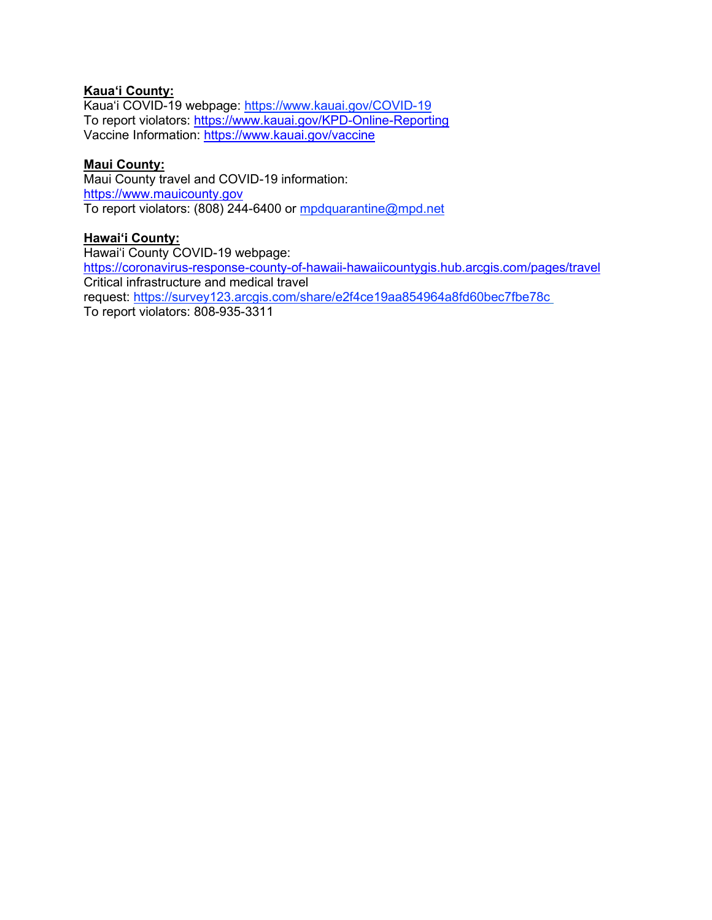**Kauaʻi County:**
Kauaʻi COVID-19 webpage: https://www.kauai.gov/COVID-19
To report violators: https://www.kauai.gov/KPD-Online-Reporting
Vaccine Information: https://www.kauai.gov/vaccine

**Maui County:**
Maui County travel and COVID-19 information:
https://www.mauicounty.gov
To report violators: (808) 244-6400 or mpdquarantine@mpd.net

**Hawaiʻi County:**
Hawaiʻi County COVID-19 webpage:
https://coronavirus-response-county-of-hawaii-hawaiicountygis.hub.arcgis.com/pages/travel
Critical infrastructure and medical travel
request: https://survey123.arcgis.com/share/e2f4ce19aa854964a8fd60bec7fbe78c
To report violators: 808-935-3311